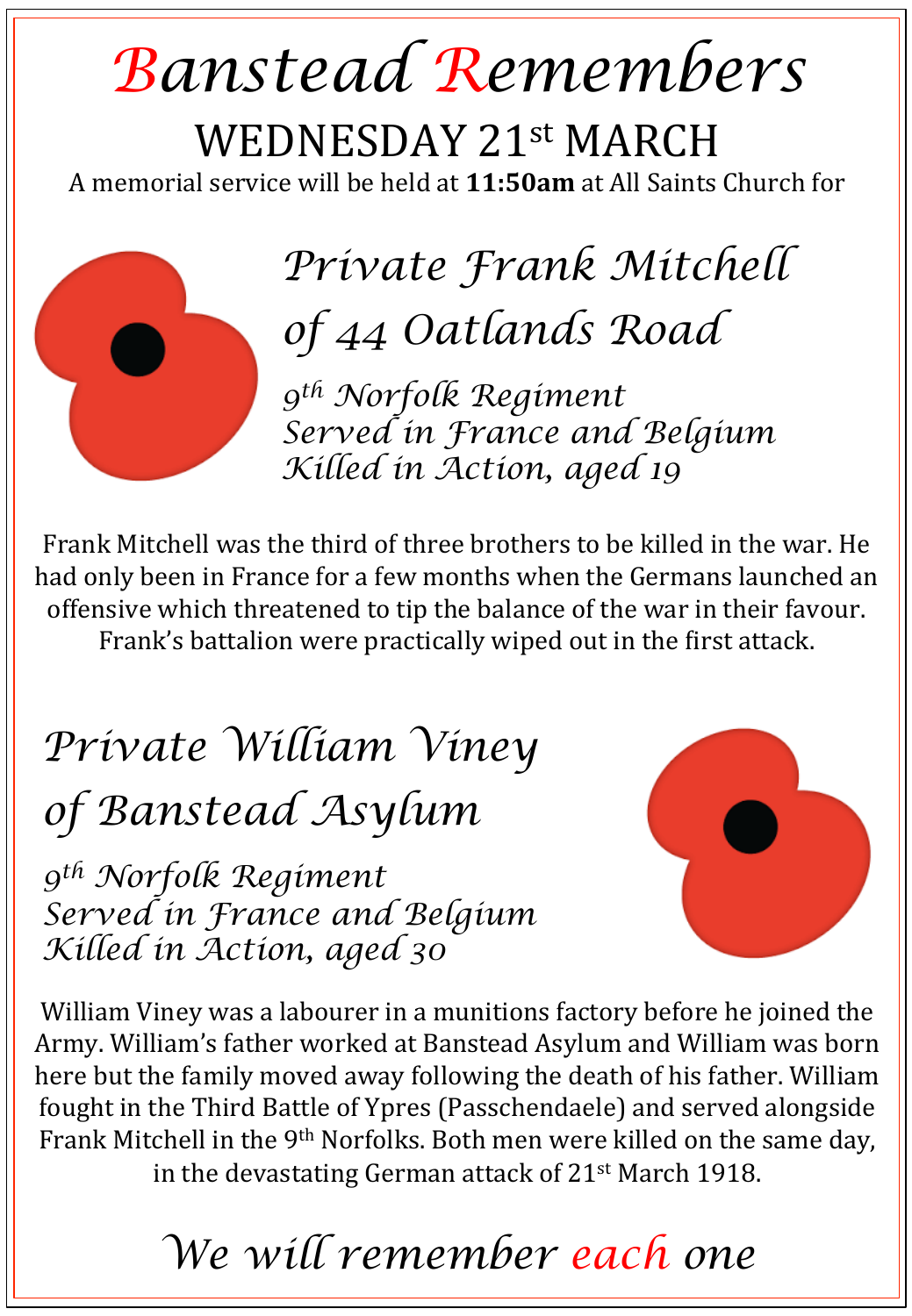# Banstead Remembers

## WEDNESDAY 21st MARCH

A memorial service will be held at **11:50am** at All Saints Church for

## *Private Frank Mitchell of 44 Oatlands Road*

*9th Norfolk Regiment*
*Served in France and Belgium*
*Killed in Action, aged 19*

Frank Mitchell was the third of three brothers to be killed in the war. He had only been in France for a few months when the Germans launched an offensive which threatened to tip the balance of the war in their favour. Frank's battalion were practically wiped out in the first attack.

## *Private William Viney of Banstead Asylum*

*9th Norfolk Regiment*
*Served in France and Belgium*
*Killed in Action, aged 30*

William Viney was a labourer in a munitions factory before he joined the Army. William's father worked at Banstead Asylum and William was born here but the family moved away following the death of his father. William fought in the Third Battle of Ypres (Passchendaele) and served alongside Frank Mitchell in the 9th Norfolks. Both men were killed on the same day, in the devastating German attack of 21st March 1918.

*We will remember each one*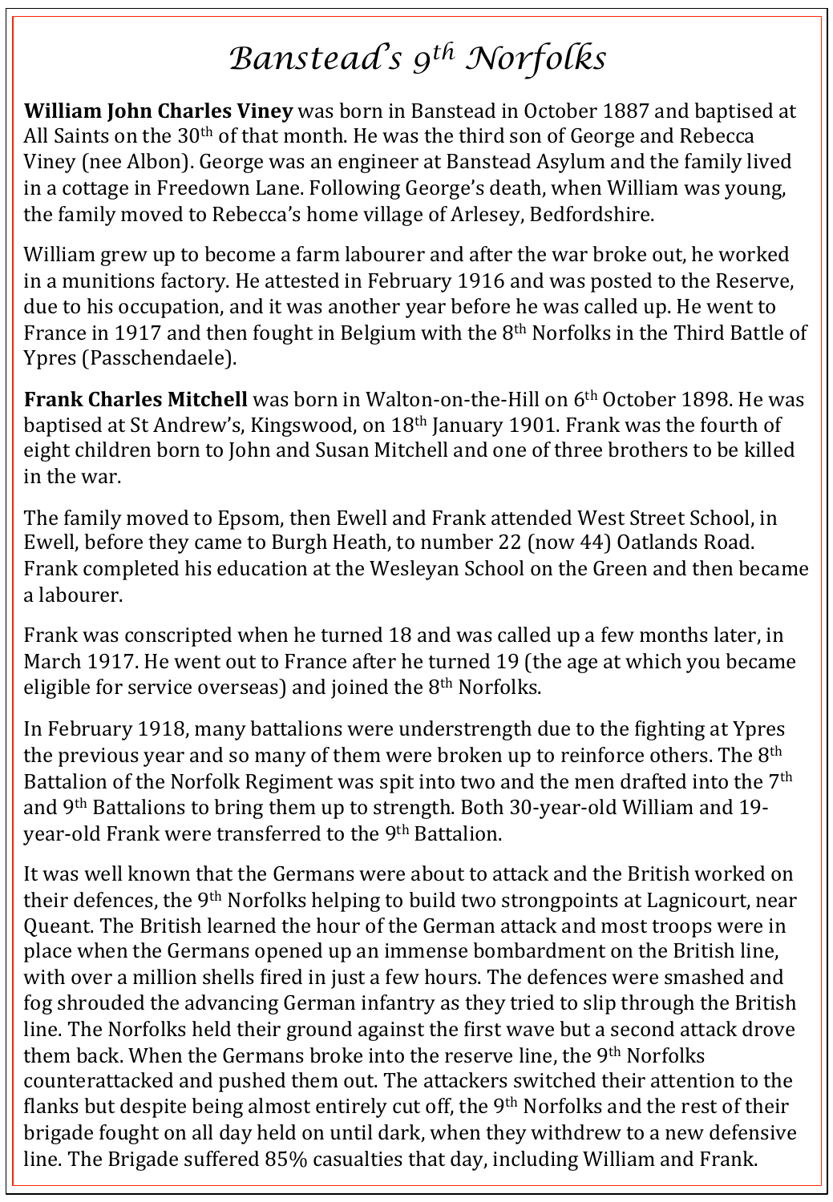# *Banstead's 9th Norfolks*

**William John Charles Viney** was born in Banstead in October 1887 and baptised at All Saints on the 30th of that month. He was the third son of George and Rebecca Viney (nee Albon). George was an engineer at Banstead Asylum and the family lived in a cottage in Freedown Lane. Following George's death, when William was young, the family moved to Rebecca's home village of Arlesey, Bedfordshire.

William grew up to become a farm labourer and after the war broke out, he worked in a munitions factory. He attested in February 1916 and was posted to the Reserve, due to his occupation, and it was another year before he was called up. He went to France in 1917 and then fought in Belgium with the 8th Norfolks in the Third Battle of Ypres (Passchendaele).

**Frank Charles Mitchell** was born in Walton-on-the-Hill on 6th October 1898. He was baptised at St Andrew's, Kingswood, on 18th January 1901. Frank was the fourth of eight children born to John and Susan Mitchell and one of three brothers to be killed in the war.

The family moved to Epsom, then Ewell and Frank attended West Street School, in Ewell, before they came to Burgh Heath, to number 22 (now 44) Oatlands Road. Frank completed his education at the Wesleyan School on the Green and then became a labourer.

Frank was conscripted when he turned 18 and was called up a few months later, in March 1917. He went out to France after he turned 19 (the age at which you became eligible for service overseas) and joined the 8th Norfolks.

In February 1918, many battalions were understrength due to the fighting at Ypres the previous year and so many of them were broken up to reinforce others. The 8th Battalion of the Norfolk Regiment was spit into two and the men drafted into the 7th and 9th Battalions to bring them up to strength. Both 30-year-old William and 19-year-old Frank were transferred to the 9th Battalion.

It was well known that the Germans were about to attack and the British worked on their defences, the 9th Norfolks helping to build two strongpoints at Lagnicourt, near Queant. The British learned the hour of the German attack and most troops were in place when the Germans opened up an immense bombardment on the British line, with over a million shells fired in just a few hours. The defences were smashed and fog shrouded the advancing German infantry as they tried to slip through the British line. The Norfolks held their ground against the first wave but a second attack drove them back. When the Germans broke into the reserve line, the 9th Norfolks counterattacked and pushed them out. The attackers switched their attention to the flanks but despite being almost entirely cut off, the 9th Norfolks and the rest of their brigade fought on all day held on until dark, when they withdrew to a new defensive line. The Brigade suffered 85% casualties that day, including William and Frank.